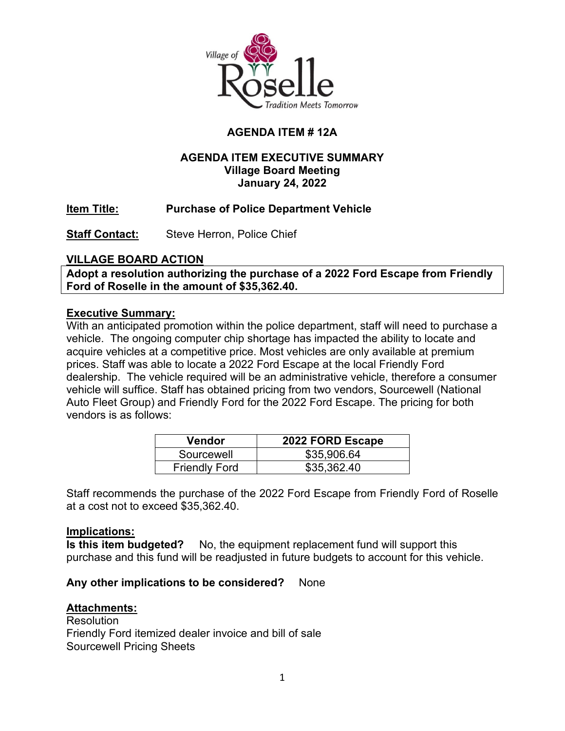Village of Roselle
Tradition Meets Tomorrow

## AGENDA ITEM # 12A

### AGENDA ITEM EXECUTIVE SUMMARY
**Village Board Meeting**
**January 24, 2022**

**Item Title:** **Purchase of Police Department Vehicle**

**Staff Contact:** Steve Herron, Police Chief

**VILLAGE BOARD ACTION**

**Adopt a resolution authorizing the purchase of a 2022 Ford Escape from Friendly Ford of Roselle in the amount of $35,362.40.**

**Executive Summary:**

With an anticipated promotion within the police department, staff will need to purchase a vehicle. The ongoing computer chip shortage has impacted the ability to locate and acquire vehicles at a competitive price. Most vehicles are only available at premium prices. Staff was able to locate a 2022 Ford Escape at the local Friendly Ford dealership. The vehicle required will be an administrative vehicle, therefore a consumer vehicle will suffice. Staff has obtained pricing from two vendors, Sourcewell (National Auto Fleet Group) and Friendly Ford for the 2022 Ford Escape. The pricing for both vendors is as follows:

| Vendor | 2022 FORD Escape |
| --- | --- |
| Sourcewell | $35,906.64 |
| Friendly Ford | $35,362.40 |

Staff recommends the purchase of the 2022 Ford Escape from Friendly Ford of Roselle at a cost not to exceed $35,362.40.

**Implications:**

**Is this item budgeted?** No, the equipment replacement fund will support this purchase and this fund will be readjusted in future budgets to account for this vehicle.

**Any other implications to be considered?** None

**Attachments:**

Resolution
Friendly Ford itemized dealer invoice and bill of sale
Sourcewell Pricing Sheets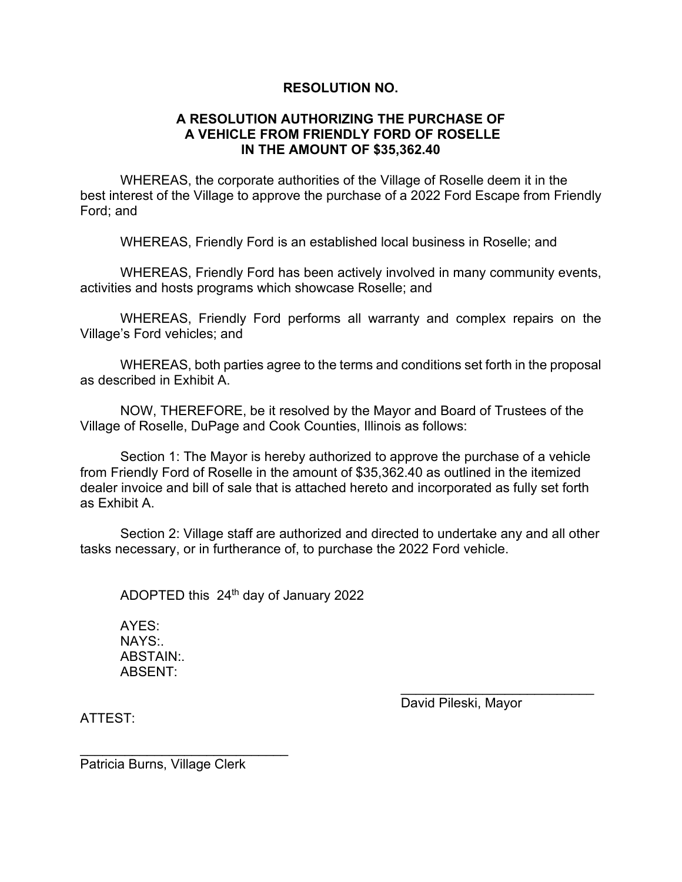**RESOLUTION NO.**

**A RESOLUTION AUTHORIZING THE PURCHASE OF A VEHICLE FROM FRIENDLY FORD OF ROSELLE IN THE AMOUNT OF $35,362.40**

WHEREAS, the corporate authorities of the Village of Roselle deem it in the best interest of the Village to approve the purchase of a 2022 Ford Escape from Friendly Ford; and

WHEREAS, Friendly Ford is an established local business in Roselle; and

WHEREAS, Friendly Ford has been actively involved in many community events, activities and hosts programs which showcase Roselle; and

WHEREAS, Friendly Ford performs all warranty and complex repairs on the Village's Ford vehicles; and

WHEREAS, both parties agree to the terms and conditions set forth in the proposal as described in Exhibit A.

NOW, THEREFORE, be it resolved by the Mayor and Board of Trustees of the Village of Roselle, DuPage and Cook Counties, Illinois as follows:

Section 1: The Mayor is hereby authorized to approve the purchase of a vehicle from Friendly Ford of Roselle in the amount of $35,362.40 as outlined in the itemized dealer invoice and bill of sale that is attached hereto and incorporated as fully set forth as Exhibit A.

Section 2: Village staff are authorized and directed to undertake any and all other tasks necessary, or in furtherance of, to purchase the 2022 Ford vehicle.

ADOPTED this 24th day of January 2022

AYES:
NAYS:.
ABSTAIN:.
ABSENT:

\_\_\_\_\_\_\_\_\_\_\_\_\_\_\_\_\_\_\_\_\_\_\_\_\_\_\_
David Pileski, Mayor

ATTEST:

\_\_\_\_\_\_\_\_\_\_\_\_\_\_\_\_\_\_\_\_\_\_\_\_\_\_\_\_\_
Patricia Burns, Village Clerk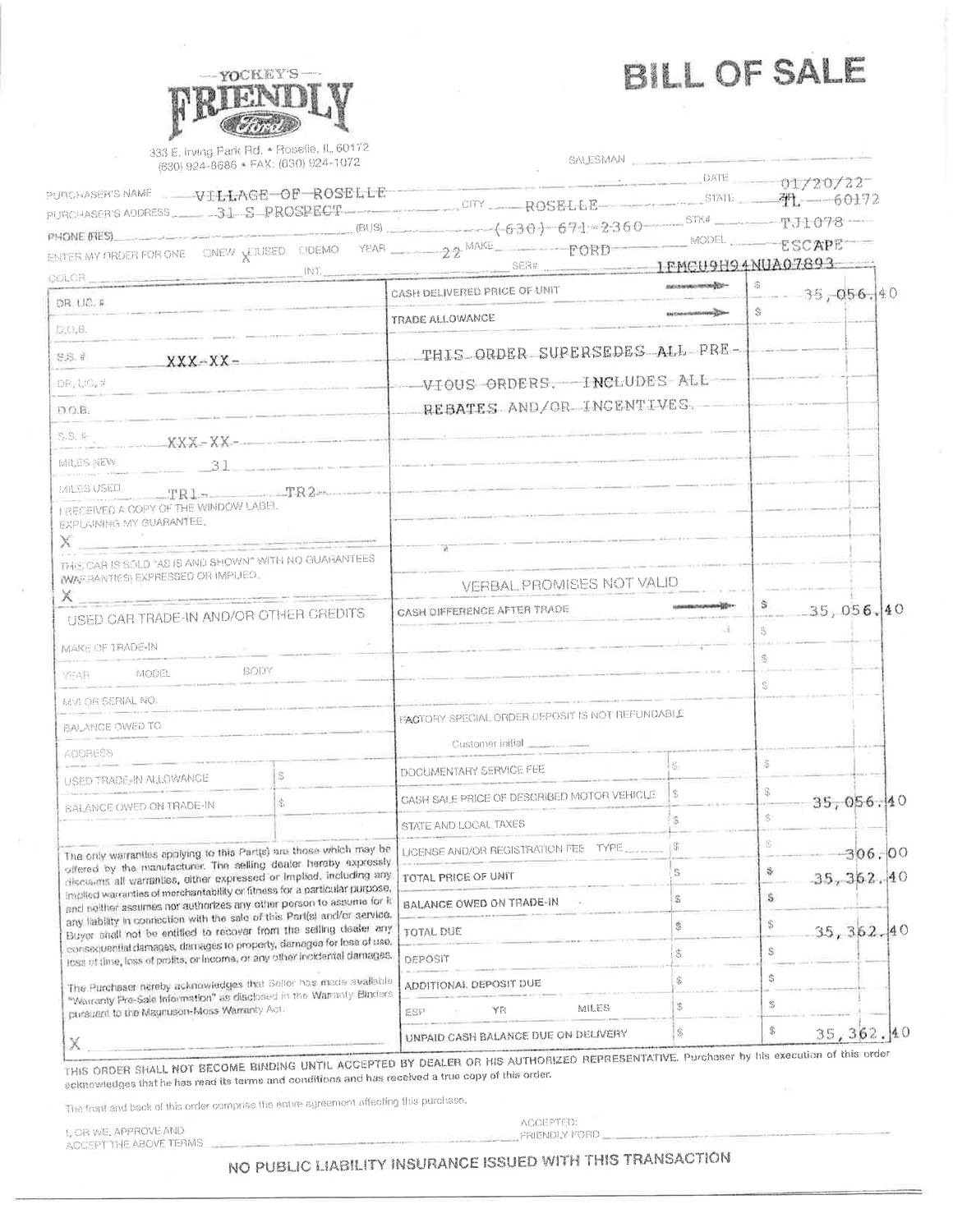YOCKEY'S FRIENDLY Ford

333 E. Irving Park Rd. • Roselle, IL 60172
(630) 924-8686 • FAX: (630) 924-1072

# BILL OF SALE

SALESMAN ______________________

DATE 01/20/22

PURCHASER'S NAME VILLAGE OF ROSELLE CITY ROSELLE STATE IL 60172

PURCHASER'S ADDRESS 31 S PROSPECT STK# TJ1078

PHONE (RES) ______ (BUS) (630) 671-2360 MODEL ESCAPE

ENTER MY ORDER FOR ONE ☐NEW X USED ☐DEMO YEAR 22 MAKE FORD SER# 1FMCU9H94NUA07893

COLOR ______ INT. ______

DR. LIC. #

D.O.B.

S.S. # XXX-XX-

DR. LIC. #

D.O.B.

S.S. # XXX-XX-

MILES NEW 31

MILES USED TR1- TR2-

I RECEIVED A COPY OF THE WINDOW LABEL EXPLAINING MY GUARANTEE.

X ______________________

THIS CAR IS SOLD "AS IS AND SHOWN" WITH NO GUARANTEES (WARRANTIES) EXPRESSED OR IMPLIED.

X ______________________

USED CAR TRADE-IN AND/OR OTHER CREDITS

MAKE OF TRADE-IN

YEAR MODEL BODY

MVI OR SERIAL NO.

BALANCE OWED TO

ADDRESS

USED TRADE-IN ALLOWANCE $

BALANCE OWED ON TRADE-IN $

The only warranties applying to this Part(s) are those which may be offered by the manufacturer. The selling dealer hereby expressly disclaims all warranties, either expressed or implied, including any implied warranties of merchantability or fitness for a particular purpose, and neither assumes nor authorizes any other person to assume for it any liability in connection with the sale of this Part(s) and/or service. Buyer shall not be entitled to recover from the selling dealer any consequential damages, damages to property, damages for loss of use, loss of time, loss of profits, or income, or any other incidental damages.

The Purchaser hereby acknowledges that Seller has made available "Warranty Pre-Sale Information" as disclosed in the Warranty Binders pursuant to the Magnuson-Moss Warranty Act.

X ______________________

| | | |
|---|---|---|
| CASH DELIVERED PRICE OF UNIT | | $ 35,056.40 |
| TRADE ALLOWANCE | | $ |
| THIS ORDER SUPERSEDES ALL PREVIOUS ORDERS. INCLUDES ALL REBATES AND/OR INCENTIVES. | | |
| VERBAL PROMISES NOT VALID | | |
| CASH DIFFERENCE AFTER TRADE | | $ 35,056.40 |
| FACTORY SPECIAL ORDER DEPOSIT IS NOT REFUNDABLE Customer initial ______ | | |
| DOCUMENTARY SERVICE FEE | $ | $ |
| CASH SALE PRICE OF DESCRIBED MOTOR VEHICLE | $ | $ 35,056.40 |
| STATE AND LOCAL TAXES | $ | $ |
| LICENSE AND/OR REGISTRATION FEE TYPE ______ | $ | $ 306.00 |
| TOTAL PRICE OF UNIT | $ | $ 35,362.40 |
| BALANCE OWED ON TRADE-IN | $ | $ |
| TOTAL DUE | $ | $ 35,362.40 |
| DEPOSIT | $ | $ |
| ADDITIONAL DEPOSIT DUE | $ | $ |
| ESP YR MILES | $ | $ |
| UNPAID CASH BALANCE DUE ON DELIVERY | $ | $ 35,362.40 |

THIS ORDER SHALL NOT BECOME BINDING UNTIL ACCEPTED BY DEALER OR HIS AUTHORIZED REPRESENTATIVE. Purchaser by his execution of this order acknowledges that he has read its terms and conditions and has received a true copy of this order.

The front and back of this order comprise the entire agreement affecting this purchase.

I, OR WE, APPROVE AND ACCEPT THE ABOVE TERMS ______________________ ACCEPTED: FRIENDLY FORD ______________________

**NO PUBLIC LIABILITY INSURANCE ISSUED WITH THIS TRANSACTION**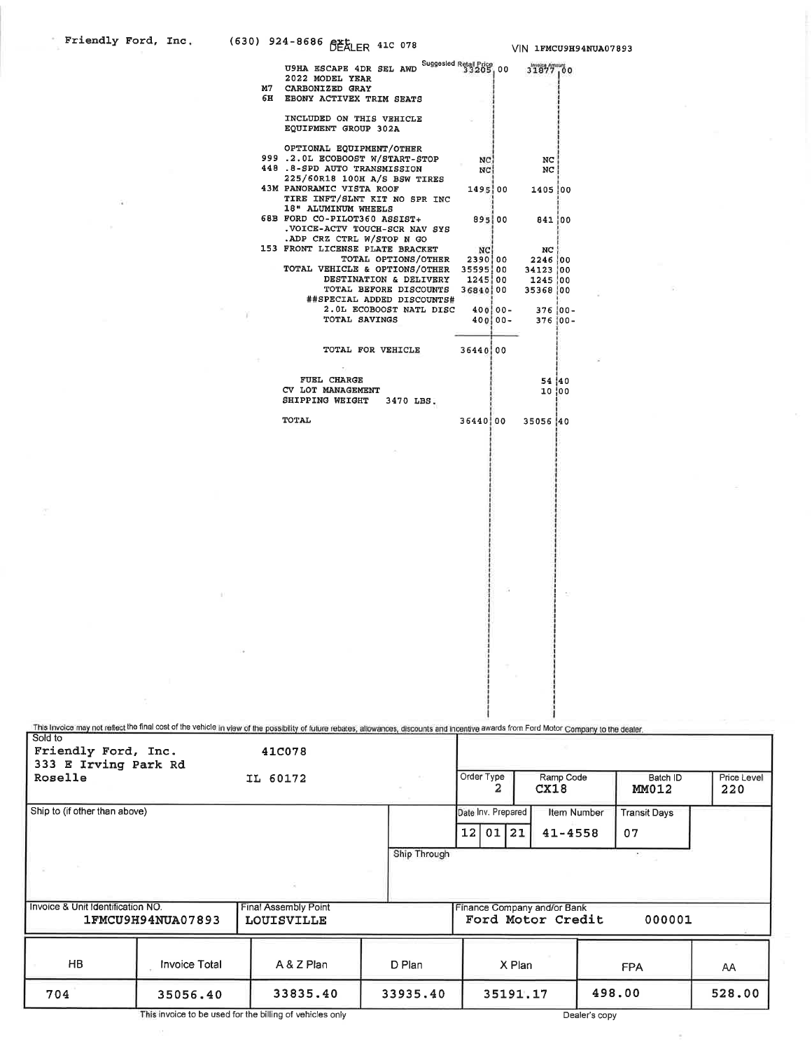Friendly Ford, Inc. (630) 924-8686 ext DEALER 41C 078 VIN 1FMCU9H94NUA07893

| Code | Description | Suggested Retail Price | Invoice Amount |
|---|---|---|---|
| | U9HA ESCAPE 4DR SEL AWD | 33205 00 | 31877 00 |
| | 2022 MODEL YEAR | | |
| M7 | CARBONIZED GRAY | | |
| 6H | EBONY ACTIVEX TRIM SEATS | | |
| | INCLUDED ON THIS VEHICLE | | |
| | EQUIPMENT GROUP 302A | | |
| | OPTIONAL EQUIPMENT/OTHER | | |
| 999 | .2.0L ECOBOOST W/START-STOP | NC | NC |
| 448 | .8-SPD AUTO TRANSMISSION | NC | NC |
| | 225/60R18 100H A/S BSW TIRES | | |
| 43M | PANORAMIC VISTA ROOF | 1495 00 | 1405 00 |
| | TIRE INFT/SLNT KIT NO SPR INC | | |
| | 18" ALUMINUM WHEELS | | |
| 68B | FORD CO-PILOT360 ASSIST+ | 895 00 | 841 00 |
| | .VOICE-ACTV TOUCH-SCR NAV SYS | | |
| | .ADP CRZ CTRL W/STOP N GO | | |
| 153 | FRONT LICENSE PLATE BRACKET | NC | NC |
| | TOTAL OPTIONS/OTHER | 2390 00 | 2246 00 |
| | TOTAL VEHICLE & OPTIONS/OTHER | 35595 00 | 34123 00 |
| | DESTINATION & DELIVERY | 1245 00 | 1245 00 |
| | TOTAL BEFORE DISCOUNTS | 36840 00 | 35368 00 |
| | ##SPECIAL ADDED DISCOUNTS# | | |
| | 2.0L ECOBOOST NATL DISC | 400 00- | 376 00- |
| | TOTAL SAVINGS | 400 00- | 376 00- |
| | TOTAL FOR VEHICLE | 36440 00 | |
| | FUEL CHARGE | | 54 40 |
| | CV LOT MANAGEMENT | | 10 00 |
| | SHIPPING WEIGHT 3470 LBS. | | |
| | TOTAL | 36440 00 | 35056 40 |

This invoice may not reflect the final cost of the vehicle in view of the possibility of future rebates, allowances, discounts and incentive awards from Ford Motor Company to the dealer.

Sold to
Friendly Ford, Inc. 41C078
333 E Irving Park Rd
Roselle IL 60172

| Order Type | Ramp Code | Batch ID | Price Level |
|---|---|---|---|
| 2 | CX18 | MM012 | 220 |

| Date Inv. Prepared | Item Number | Transit Days |
|---|---|---|
| 12 01 21 | 41-4558 | 07 |

Ship to (if other than above)

Ship Through

| Invoice & Unit Identification NO. | Final Assembly Point | Finance Company and/or Bank |
|---|---|---|
| 1FMCU9H94NUA07893 | LOUISVILLE | Ford Motor Credit 000001 |

| HB | Invoice Total | A & Z Plan | D Plan | X Plan | FPA | AA |
|---|---|---|---|---|---|---|
| 704 | 35056.40 | 33835.40 | 33935.40 | 35191.17 | 498.00 | 528.00 |

This invoice to be used for the billing of vehicles only

Dealer's copy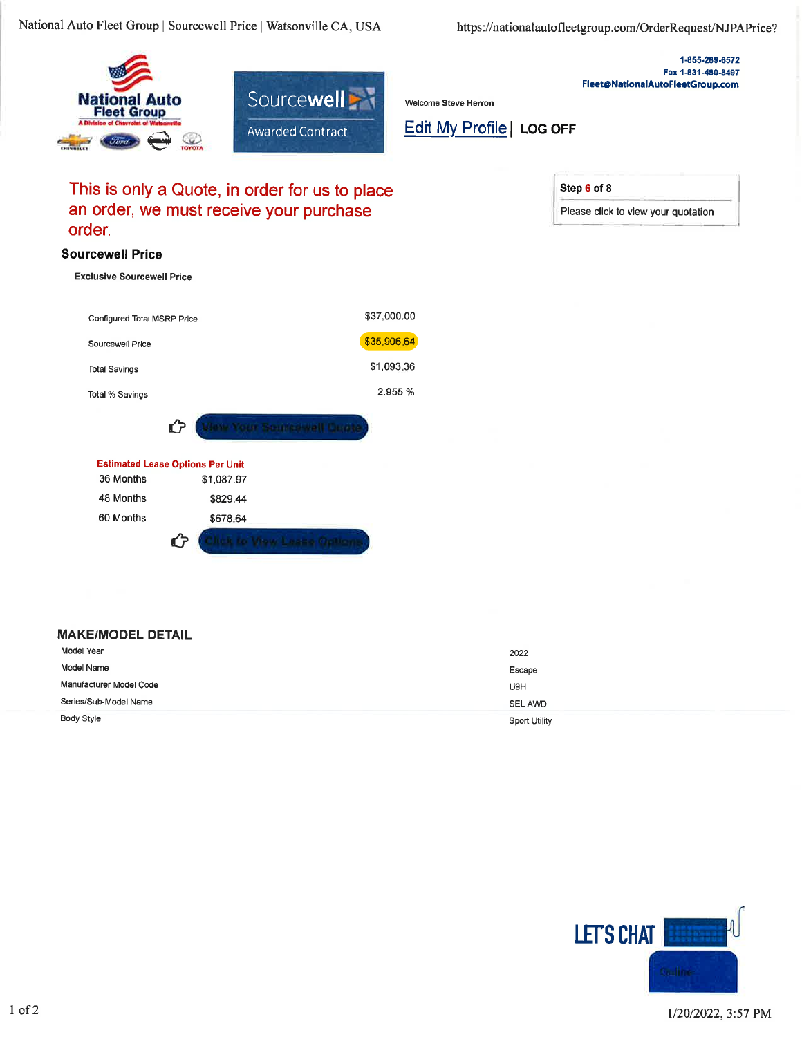1-855-289-6572
Fax 1-831-480-8497
Fleet@NationalAutoFleetGroup.com

National Auto Fleet Group
A Division of Chevrolet of Watsonville

Sourcewell
Awarded Contract

Welcome Steve Herron

Edit My Profile | LOG OFF

Step 6 of 8

Please click to view your quotation

This is only a Quote, in order for us to place an order, we must receive your purchase order.

## Sourcewell Price

**Exclusive Sourcewell Price**

| | |
|---|---|
| Configured Total MSRP Price | $37,000.00 |
| Sourcewell Price | $35,906.64 |
| Total Savings | $1,093.36 |
| Total % Savings | 2.955 % |

View Your Sourcewell Quote

**Estimated Lease Options Per Unit**

| | |
|---|---|
| 36 Months | $1,087.97 |
| 48 Months | $829.44 |
| 60 Months | $678.64 |

Click to View Lease Options

## MAKE/MODEL DETAIL

| | |
|---|---|
| Model Year | 2022 |
| Model Name | Escape |
| Manufacturer Model Code | U9H |
| Series/Sub-Model Name | SEL AWD |
| Body Style | Sport Utility |

LET'S CHAT

Online